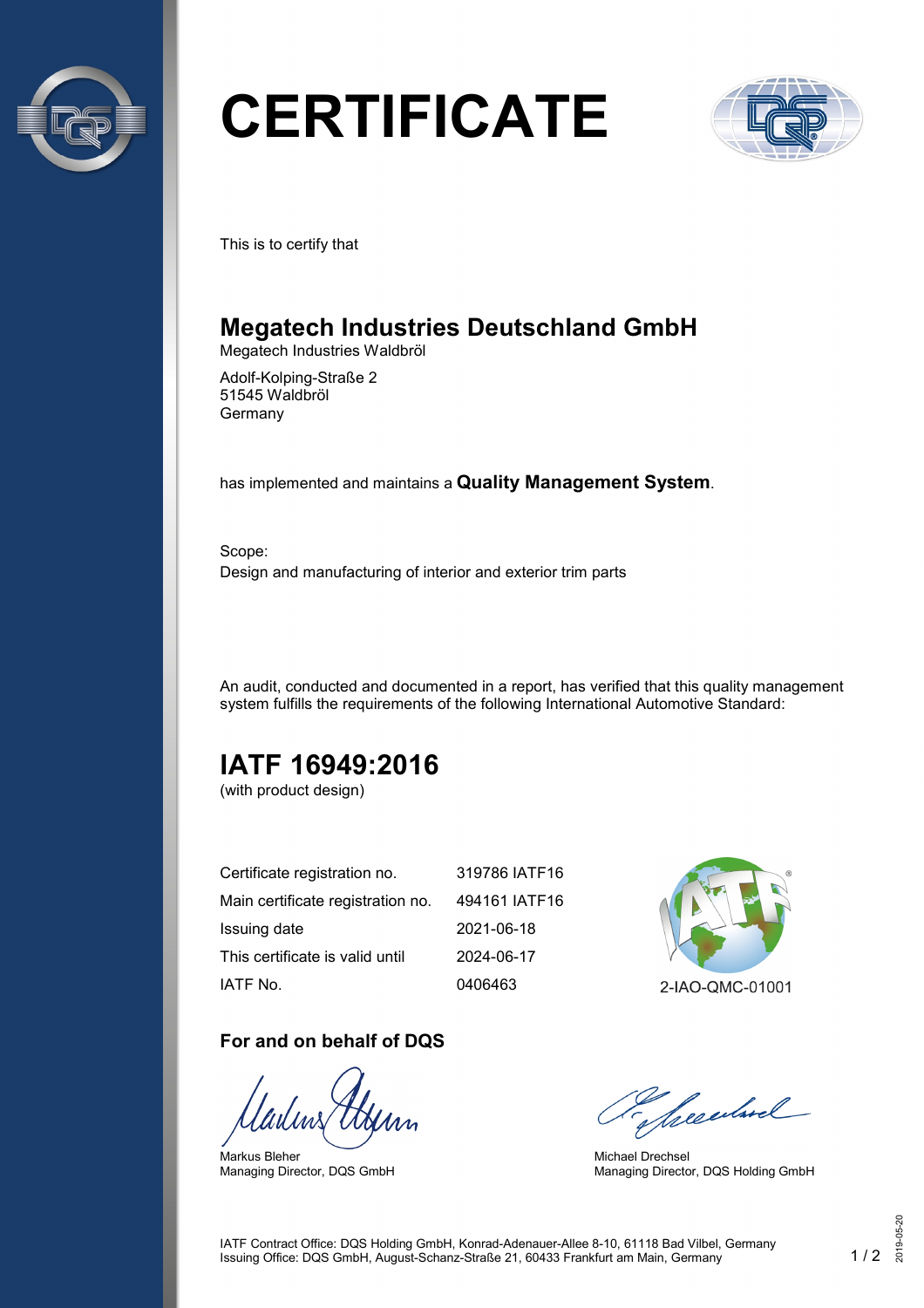# CERTIFICATE

This is to certify that

## Megatech Industries Deutschland GmbH

Megatech Industries Waldbröl

Adolf-Kolping-Straße 2
51545 Waldbröl
Germany

has implemented and maintains a **Quality Management System**.

Scope:
Design and manufacturing of interior and exterior trim parts

An audit, conducted and documented in a report, has verified that this quality management system fulfills the requirements of the following International Automotive Standard:

## IATF 16949:2016

(with product design)

| | |
|---|---|
| Certificate registration no. | 319786 IATF16 |
| Main certificate registration no. | 494161 IATF16 |
| Issuing date | 2021-06-18 |
| This certificate is valid until | 2024-06-17 |
| IATF No. | 0406463 |

2-IAO-QMC-01001

### For and on behalf of DQS

Markus Bleher
Managing Director, DQS GmbH

Michael Drechsel
Managing Director, DQS Holding GmbH

IATF Contract Office: DQS Holding GmbH, Konrad-Adenauer-Allee 8-10, 61118 Bad Vilbel, Germany
Issuing Office: DQS GmbH, August-Schanz-Straße 21, 60433 Frankfurt am Main, Germany

2019-05-20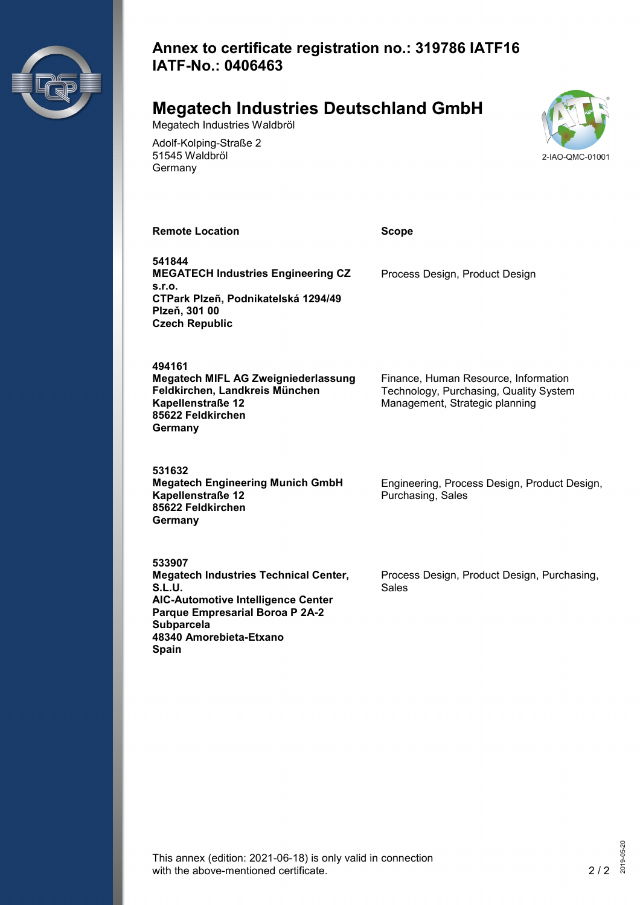# Annex to certificate registration no.: 319786 IATF16
# IATF-No.: 0406463

## Megatech Industries Deutschland GmbH

Megatech Industries Waldbröl

Adolf-Kolping-Straße 2
51545 Waldbröl
Germany

2-IAO-QMC-01001

| Remote Location | Scope |
|---|---|
| **541844**<br>**MEGATECH Industries Engineering CZ s.r.o.**<br>**CTPark Plzeň, Podnikatelská 1294/49**<br>**Plzeň, 301 00**<br>**Czech Republic** | Process Design, Product Design |
| **494161**<br>**Megatech MIFL AG Zweigniederlassung Feldkirchen, Landkreis München**<br>**Kapellenstraße 12**<br>**85622 Feldkirchen**<br>**Germany** | Finance, Human Resource, Information Technology, Purchasing, Quality System Management, Strategic planning |
| **531632**<br>**Megatech Engineering Munich GmbH**<br>**Kapellenstraße 12**<br>**85622 Feldkirchen**<br>**Germany** | Engineering, Process Design, Product Design, Purchasing, Sales |
| **533907**<br>**Megatech Industries Technical Center, S.L.U.**<br>**AIC-Automotive Intelligence Center**<br>**Parque Empresarial Boroa P 2A-2 Subparcela**<br>**48340 Amorebieta-Etxano**<br>**Spain** | Process Design, Product Design, Purchasing, Sales |

This annex (edition: 2021-06-18) is only valid in connection with the above-mentioned certificate.